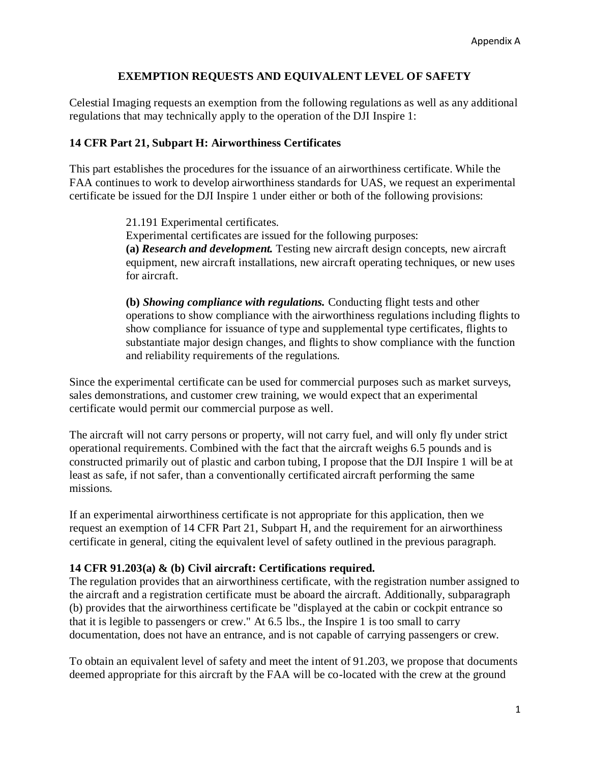Appendix A

# EXEMPTION REQUESTS AND EQUIVALENT LEVEL OF SAFETY

Celestial Imaging requests an exemption from the following regulations as well as any additional regulations that may technically apply to the operation of the DJI Inspire 1:

## 14 CFR Part 21, Subpart H: Airworthiness Certificates

This part establishes the procedures for the issuance of an airworthiness certificate. While the FAA continues to work to develop airworthiness standards for UAS, we request an experimental certificate be issued for the DJI Inspire 1 under either or both of the following provisions:

> 21.191 Experimental certificates.
> Experimental certificates are issued for the following purposes:
> **(a)** ***Research and development.*** Testing new aircraft design concepts, new aircraft equipment, new aircraft installations, new aircraft operating techniques, or new uses for aircraft.
>
> **(b)** ***Showing compliance with regulations.*** Conducting flight tests and other operations to show compliance with the airworthiness regulations including flights to show compliance for issuance of type and supplemental type certificates, flights to substantiate major design changes, and flights to show compliance with the function and reliability requirements of the regulations.

Since the experimental certificate can be used for commercial purposes such as market surveys, sales demonstrations, and customer crew training, we would expect that an experimental certificate would permit our commercial purpose as well.

The aircraft will not carry persons or property, will not carry fuel, and will only fly under strict operational requirements. Combined with the fact that the aircraft weighs 6.5 pounds and is constructed primarily out of plastic and carbon tubing, I propose that the DJI Inspire 1 will be at least as safe, if not safer, than a conventionally certificated aircraft performing the same missions.

If an experimental airworthiness certificate is not appropriate for this application, then we request an exemption of 14 CFR Part 21, Subpart H, and the requirement for an airworthiness certificate in general, citing the equivalent level of safety outlined in the previous paragraph.

## 14 CFR 91.203(a) & (b) Civil aircraft: Certifications required.

The regulation provides that an airworthiness certificate, with the registration number assigned to the aircraft and a registration certificate must be aboard the aircraft. Additionally, subparagraph (b) provides that the airworthiness certificate be "displayed at the cabin or cockpit entrance so that it is legible to passengers or crew." At 6.5 lbs., the Inspire 1 is too small to carry documentation, does not have an entrance, and is not capable of carrying passengers or crew.

To obtain an equivalent level of safety and meet the intent of 91.203, we propose that documents deemed appropriate for this aircraft by the FAA will be co-located with the crew at the ground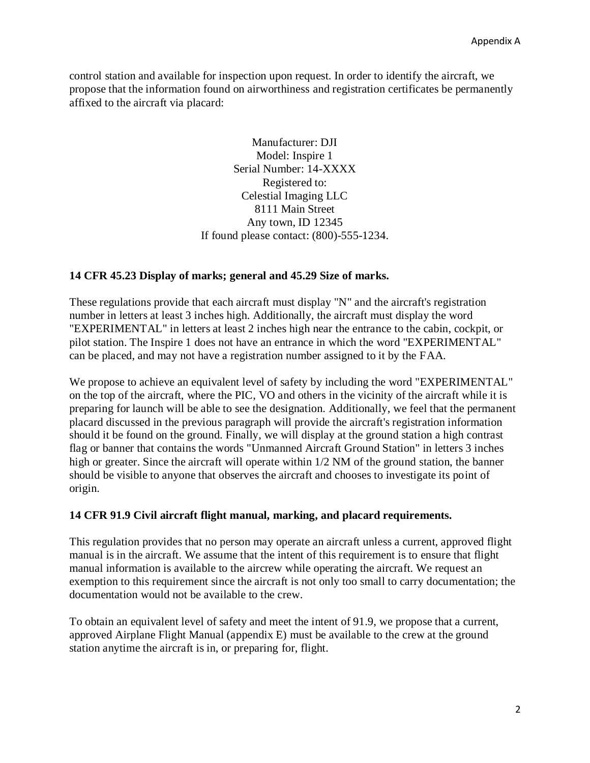control station and available for inspection upon request. In order to identify the aircraft, we propose that the information found on airworthiness and registration certificates be permanently affixed to the aircraft via placard:

<center>
Manufacturer: DJI<br>
Model: Inspire 1<br>
Serial Number: 14-XXXX<br>
Registered to:<br>
Celestial Imaging LLC<br>
8111 Main Street<br>
Any town, ID 12345<br>
If found please contact: (800)-555-1234.
</center>

**14 CFR 45.23 Display of marks; general and 45.29 Size of marks.**

These regulations provide that each aircraft must display "N" and the aircraft's registration number in letters at least 3 inches high. Additionally, the aircraft must display the word "EXPERIMENTAL" in letters at least 2 inches high near the entrance to the cabin, cockpit, or pilot station. The Inspire 1 does not have an entrance in which the word "EXPERIMENTAL" can be placed, and may not have a registration number assigned to it by the FAA.

We propose to achieve an equivalent level of safety by including the word "EXPERIMENTAL" on the top of the aircraft, where the PIC, VO and others in the vicinity of the aircraft while it is preparing for launch will be able to see the designation. Additionally, we feel that the permanent placard discussed in the previous paragraph will provide the aircraft's registration information should it be found on the ground. Finally, we will display at the ground station a high contrast flag or banner that contains the words "Unmanned Aircraft Ground Station" in letters 3 inches high or greater. Since the aircraft will operate within 1/2 NM of the ground station, the banner should be visible to anyone that observes the aircraft and chooses to investigate its point of origin.

**14 CFR 91.9 Civil aircraft flight manual, marking, and placard requirements.**

This regulation provides that no person may operate an aircraft unless a current, approved flight manual is in the aircraft. We assume that the intent of this requirement is to ensure that flight manual information is available to the aircrew while operating the aircraft. We request an exemption to this requirement since the aircraft is not only too small to carry documentation; the documentation would not be available to the crew.

To obtain an equivalent level of safety and meet the intent of 91.9, we propose that a current, approved Airplane Flight Manual (appendix E) must be available to the crew at the ground station anytime the aircraft is in, or preparing for, flight.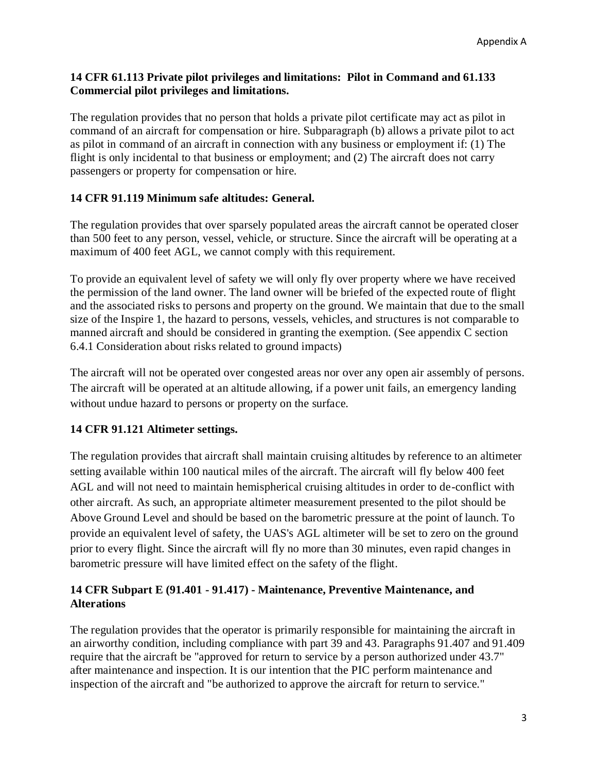### 14 CFR 61.113 Private pilot privileges and limitations: Pilot in Command and 61.133 Commercial pilot privileges and limitations.

The regulation provides that no person that holds a private pilot certificate may act as pilot in command of an aircraft for compensation or hire. Subparagraph (b) allows a private pilot to act as pilot in command of an aircraft in connection with any business or employment if: (1) The flight is only incidental to that business or employment; and (2) The aircraft does not carry passengers or property for compensation or hire.

### 14 CFR 91.119 Minimum safe altitudes: General.

The regulation provides that over sparsely populated areas the aircraft cannot be operated closer than 500 feet to any person, vessel, vehicle, or structure. Since the aircraft will be operating at a maximum of 400 feet AGL, we cannot comply with this requirement.

To provide an equivalent level of safety we will only fly over property where we have received the permission of the land owner. The land owner will be briefed of the expected route of flight and the associated risks to persons and property on the ground. We maintain that due to the small size of the Inspire 1, the hazard to persons, vessels, vehicles, and structures is not comparable to manned aircraft and should be considered in granting the exemption. (See appendix C section 6.4.1 Consideration about risks related to ground impacts)

The aircraft will not be operated over congested areas nor over any open air assembly of persons. The aircraft will be operated at an altitude allowing, if a power unit fails, an emergency landing without undue hazard to persons or property on the surface.

### 14 CFR 91.121 Altimeter settings.

The regulation provides that aircraft shall maintain cruising altitudes by reference to an altimeter setting available within 100 nautical miles of the aircraft. The aircraft will fly below 400 feet AGL and will not need to maintain hemispherical cruising altitudes in order to de-conflict with other aircraft. As such, an appropriate altimeter measurement presented to the pilot should be Above Ground Level and should be based on the barometric pressure at the point of launch. To provide an equivalent level of safety, the UAS's AGL altimeter will be set to zero on the ground prior to every flight. Since the aircraft will fly no more than 30 minutes, even rapid changes in barometric pressure will have limited effect on the safety of the flight.

### 14 CFR Subpart E (91.401 - 91.417) - Maintenance, Preventive Maintenance, and Alterations

The regulation provides that the operator is primarily responsible for maintaining the aircraft in an airworthy condition, including compliance with part 39 and 43. Paragraphs 91.407 and 91.409 require that the aircraft be "approved for return to service by a person authorized under 43.7" after maintenance and inspection. It is our intention that the PIC perform maintenance and inspection of the aircraft and "be authorized to approve the aircraft for return to service."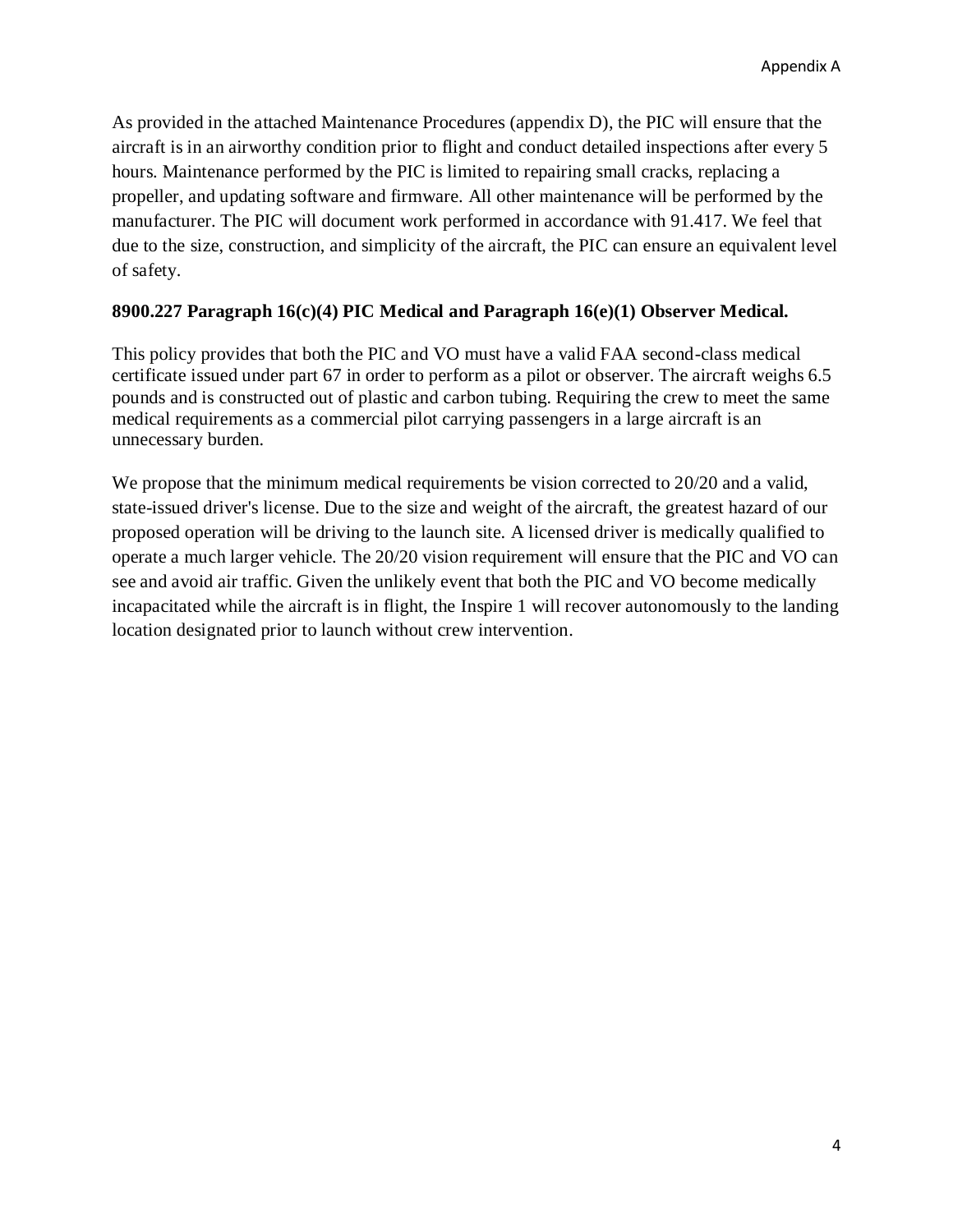As provided in the attached Maintenance Procedures (appendix D), the PIC will ensure that the aircraft is in an airworthy condition prior to flight and conduct detailed inspections after every 5 hours. Maintenance performed by the PIC is limited to repairing small cracks, replacing a propeller, and updating software and firmware. All other maintenance will be performed by the manufacturer. The PIC will document work performed in accordance with 91.417. We feel that due to the size, construction, and simplicity of the aircraft, the PIC can ensure an equivalent level of safety.

**8900.227 Paragraph 16(c)(4) PIC Medical and Paragraph 16(e)(1) Observer Medical.**

This policy provides that both the PIC and VO must have a valid FAA second-class medical certificate issued under part 67 in order to perform as a pilot or observer. The aircraft weighs 6.5 pounds and is constructed out of plastic and carbon tubing. Requiring the crew to meet the same medical requirements as a commercial pilot carrying passengers in a large aircraft is an unnecessary burden.

We propose that the minimum medical requirements be vision corrected to 20/20 and a valid, state-issued driver's license. Due to the size and weight of the aircraft, the greatest hazard of our proposed operation will be driving to the launch site. A licensed driver is medically qualified to operate a much larger vehicle. The 20/20 vision requirement will ensure that the PIC and VO can see and avoid air traffic. Given the unlikely event that both the PIC and VO become medically incapacitated while the aircraft is in flight, the Inspire 1 will recover autonomously to the landing location designated prior to launch without crew intervention.